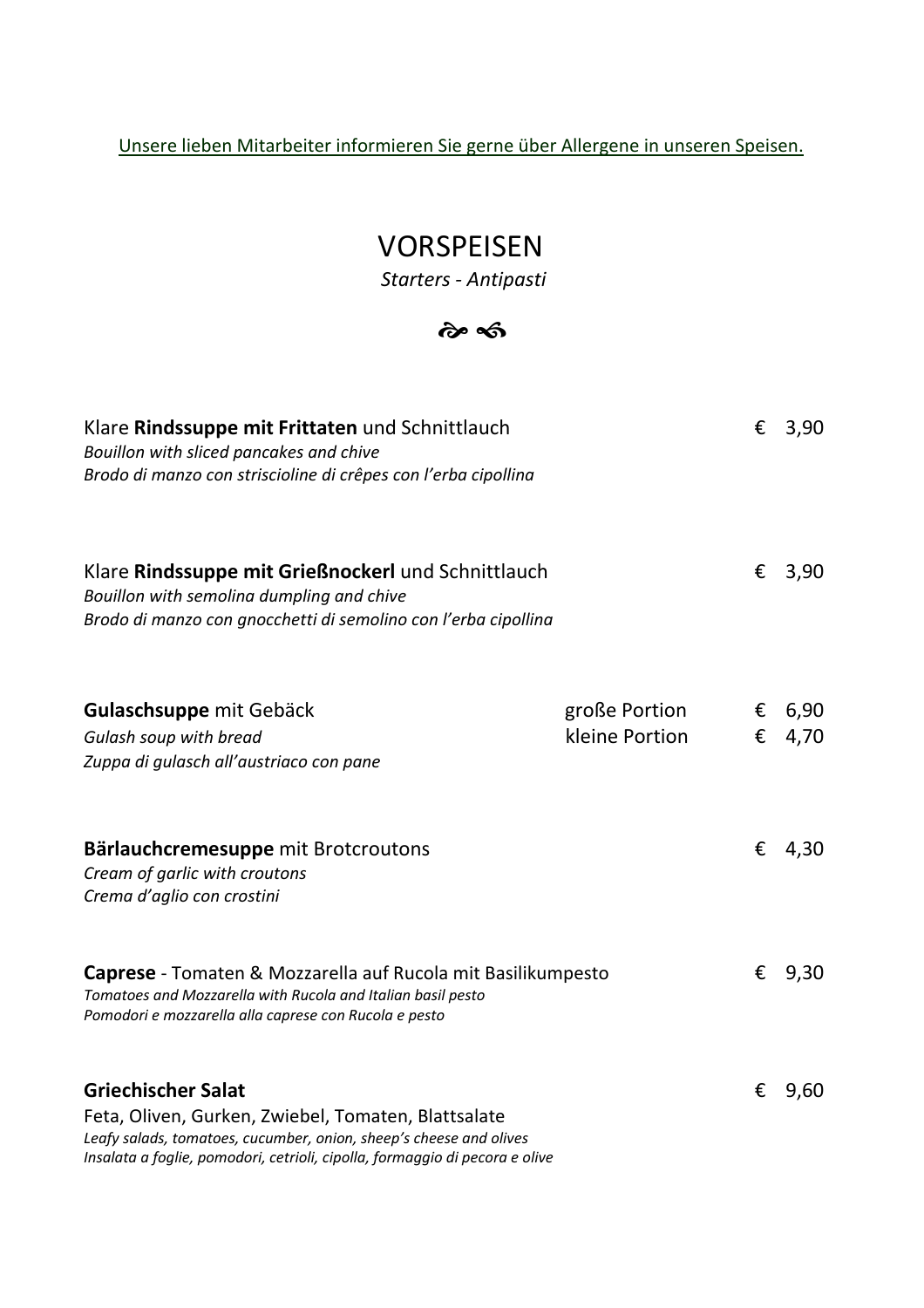Unsere lieben Mitarbeiter informieren Sie gerne über Allergene in unseren Speisen.

# VORSPEISEN

*Starters - Antipasti*

Klare **Rindssuppe mit Frittaten** und Schnittlauch — € 3,90
*Bouillon with sliced pancakes and chive*
*Brodo di manzo con striscioline di crêpes con l'erba cipollina*

Klare **Rindssuppe mit Grießnockerl** und Schnittlauch — € 3,90
*Bouillon with semolina dumpling and chive*
*Brodo di manzo con gnocchetti di semolino con l'erba cipollina*

**Gulaschsuppe** mit Gebäck — große Portion € 6,90 / kleine Portion € 4,70
*Gulash soup with bread*
*Zuppa di gulasch all'austriaco con pane*

**Bärlauchcremesuppe** mit Brotcroutons — € 4,30
*Cream of garlic with croutons*
*Crema d'aglio con crostini*

**Caprese** - Tomaten & Mozzarella auf Rucola mit Basilikumpesto — € 9,30
*Tomatoes and Mozzarella with Rucola and Italian basil pesto*
*Pomodori e mozzarella alla caprese con Rucola e pesto*

**Griechischer Salat** — € 9,60
Feta, Oliven, Gurken, Zwiebel, Tomaten, Blattsalate
*Leafy salads, tomatoes, cucumber, onion, sheep's cheese and olives*
*Insalata a foglie, pomodori, cetrioli, cipolla, formaggio di pecora e olive*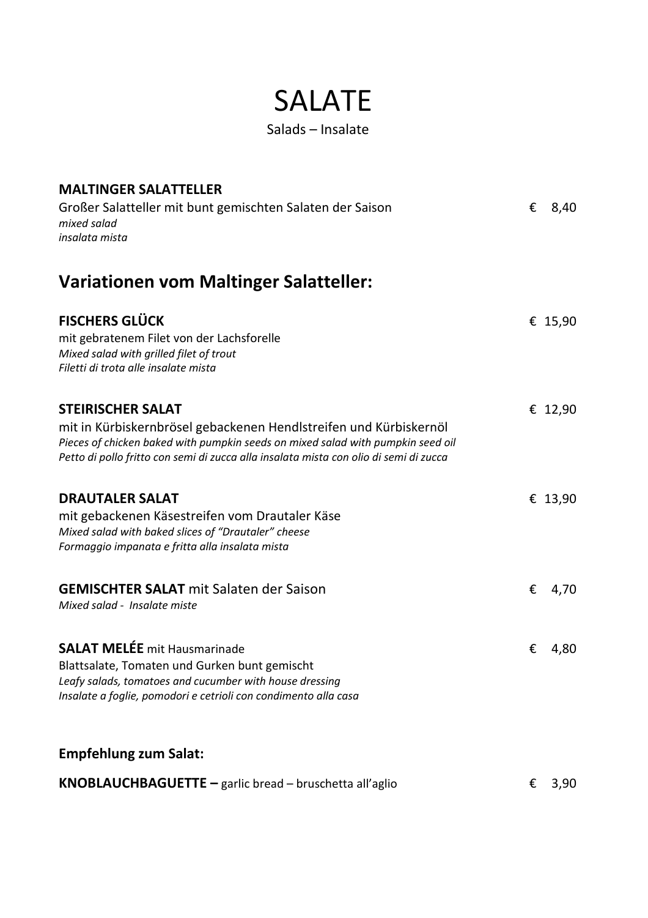# SALATE

Salads – Insalate

**MALTINGER SALATTELLER**
Großer Salatteller mit bunt gemischten Salaten der Saison € 8,40
*mixed salad*
*insalata mista*

## Variationen vom Maltinger Salatteller:

**FISCHERS GLÜCK** € 15,90
mit gebratenem Filet von der Lachsforelle
*Mixed salad with grilled filet of trout*
*Filetti di trota alle insalate mista*

**STEIRISCHER SALAT** € 12,90
mit in Kürbiskernbrösel gebackenen Hendlstreifen und Kürbiskernöl
*Pieces of chicken baked with pumpkin seeds on mixed salad with pumpkin seed oil*
*Petto di pollo fritto con semi di zucca alla insalata mista con olio di semi di zucca*

**DRAUTALER SALAT** € 13,90
mit gebackenen Käsestreifen vom Drautaler Käse
*Mixed salad with baked slices of "Drautaler" cheese*
*Formaggio impanata e fritta alla insalata mista*

**GEMISCHTER SALAT** mit Salaten der Saison € 4,70
*Mixed salad - Insalate miste*

**SALAT MELÉE** mit Hausmarinade € 4,80
Blattsalate, Tomaten und Gurken bunt gemischt
*Leafy salads, tomatoes and cucumber with house dressing*
*Insalate a foglie, pomodori e cetrioli con condimento alla casa*

**Empfehlung zum Salat:**

**KNOBLAUCHBAGUETTE –** garlic bread – bruschetta all'aglio € 3,90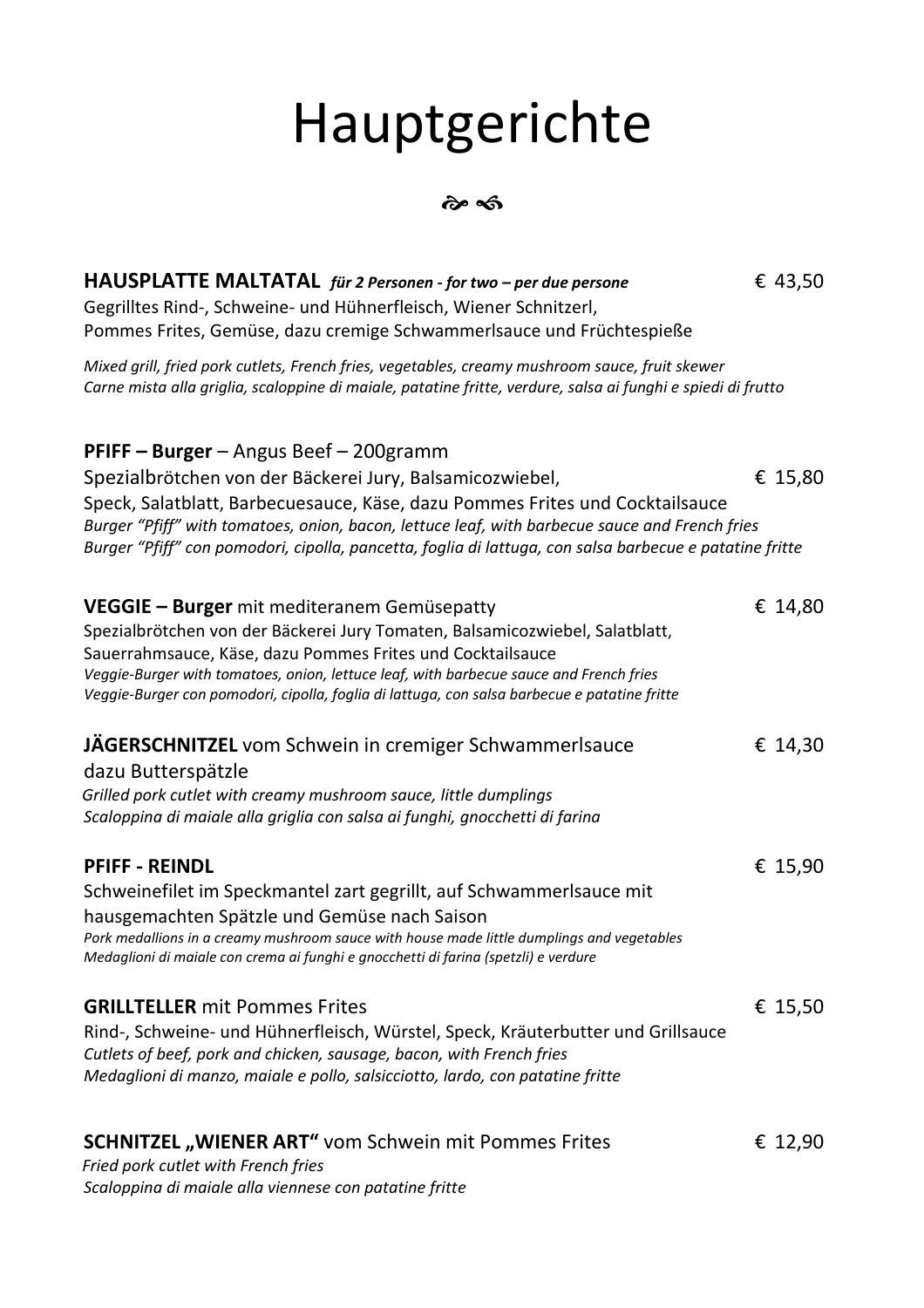# Hauptgerichte

❧ ☙

**HAUSPLATTE MALTATAL** ***für 2 Personen - for two – per due persone*** € 43,50

Gegrilltes Rind-, Schweine- und Hühnerfleisch, Wiener Schnitzerl,
Pommes Frites, Gemüse, dazu cremige Schwammerlsauce und Früchtespieße

*Mixed grill, fried pork cutlets, French fries, vegetables, creamy mushroom sauce, fruit skewer*
*Carne mista alla griglia, scaloppine di maiale, patatine fritte, verdure, salsa ai funghi e spiedi di frutto*

**PFIFF – Burger** – Angus Beef – 200gramm

Spezialbrötchen von der Bäckerei Jury, Balsamicozwiebel, € 15,80

Speck, Salatblatt, Barbecuesauce, Käse, dazu Pommes Frites und Cocktailsauce

*Burger "Pfiff" with tomatoes, onion, bacon, lettuce leaf, with barbecue sauce and French fries*
*Burger "Pfiff" con pomodori, cipolla, pancetta, foglia di lattuga, con salsa barbecue e patatine fritte*

**VEGGIE – Burger** mit mediteranem Gemüsepatty € 14,80

Spezialbrötchen von der Bäckerei Jury Tomaten, Balsamicozwiebel, Salatblatt,
Sauerrahmsauce, Käse, dazu Pommes Frites und Cocktailsauce

*Veggie-Burger with tomatoes, onion, lettuce leaf, with barbecue sauce and French fries*
*Veggie-Burger con pomodori, cipolla, foglia di lattuga, con salsa barbecue e patatine fritte*

**JÄGERSCHNITZEL** vom Schwein in cremiger Schwammerlsauce € 14,30
dazu Butterspätzle

*Grilled pork cutlet with creamy mushroom sauce, little dumplings*
*Scaloppina di maiale alla griglia con salsa ai funghi, gnocchetti di farina*

**PFIFF - REINDL** € 15,90

Schweinefilet im Speckmantel zart gegrillt, auf Schwammerlsauce mit
hausgemachten Spätzle und Gemüse nach Saison

*Pork medallions in a creamy mushroom sauce with house made little dumplings and vegetables*
*Medaglioni di maiale con crema ai funghi e gnocchetti di farina (spetzli) e verdure*

**GRILLTELLER** mit Pommes Frites € 15,50

Rind-, Schweine- und Hühnerfleisch, Würstel, Speck, Kräuterbutter und Grillsauce

*Cutlets of beef, pork and chicken, sausage, bacon, with French fries*
*Medaglioni di manzo, maiale e pollo, salsicciotto, lardo, con patatine fritte*

**SCHNITZEL „WIENER ART"** vom Schwein mit Pommes Frites € 12,90

*Fried pork cutlet with French fries*
*Scaloppina di maiale alla viennese con patatine fritte*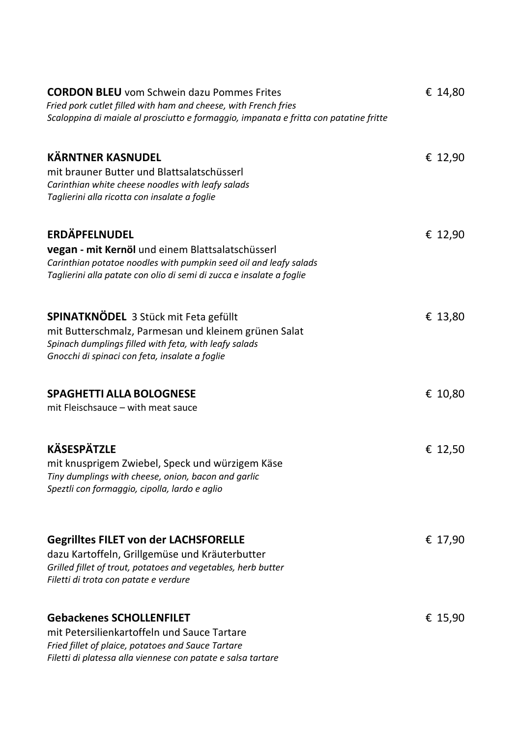**CORDON BLEU** vom Schwein dazu Pommes Frites — € 14,80
*Fried pork cutlet filled with ham and cheese, with French fries*
*Scaloppina di maiale al prosciutto e formaggio, impanata e fritta con patatine fritte*

**KÄRNTNER KASNUDEL** — € 12,90
mit brauner Butter und Blattsalatschüsserl
*Carinthian white cheese noodles with leafy salads*
*Taglierini alla ricotta con insalate a foglie*

**ERDÄPFELNUDEL** — € 12,90
**vegan - mit Kernöl** und einem Blattsalatschüsserl
*Carinthian potatoe noodles with pumpkin seed oil and leafy salads*
*Taglierini alla patate con olio di semi di zucca e insalate a foglie*

**SPINATKNÖDEL** 3 Stück mit Feta gefüllt — € 13,80
mit Butterschmalz, Parmesan und kleinem grünen Salat
*Spinach dumplings filled with feta, with leafy salads*
*Gnocchi di spinaci con feta, insalate a foglie*

**SPAGHETTI ALLA BOLOGNESE** — € 10,80
mit Fleischsauce – with meat sauce

**KÄSESPÄTZLE** — € 12,50
mit knusprigem Zwiebel, Speck und würzigem Käse
*Tiny dumplings with cheese, onion, bacon and garlic*
*Speztli con formaggio, cipolla, lardo e aglio*

**Gegrilltes FILET von der LACHSFORELLE** — € 17,90
dazu Kartoffeln, Grillgemüse und Kräuterbutter
*Grilled fillet of trout, potatoes and vegetables, herb butter*
*Filetti di trota con patate e verdure*

**Gebackenes SCHOLLENFILET** — € 15,90
mit Petersilienkartoffeln und Sauce Tartare
*Fried fillet of plaice, potatoes and Sauce Tartare*
*Filetti di platessa alla viennese con patate e salsa tartare*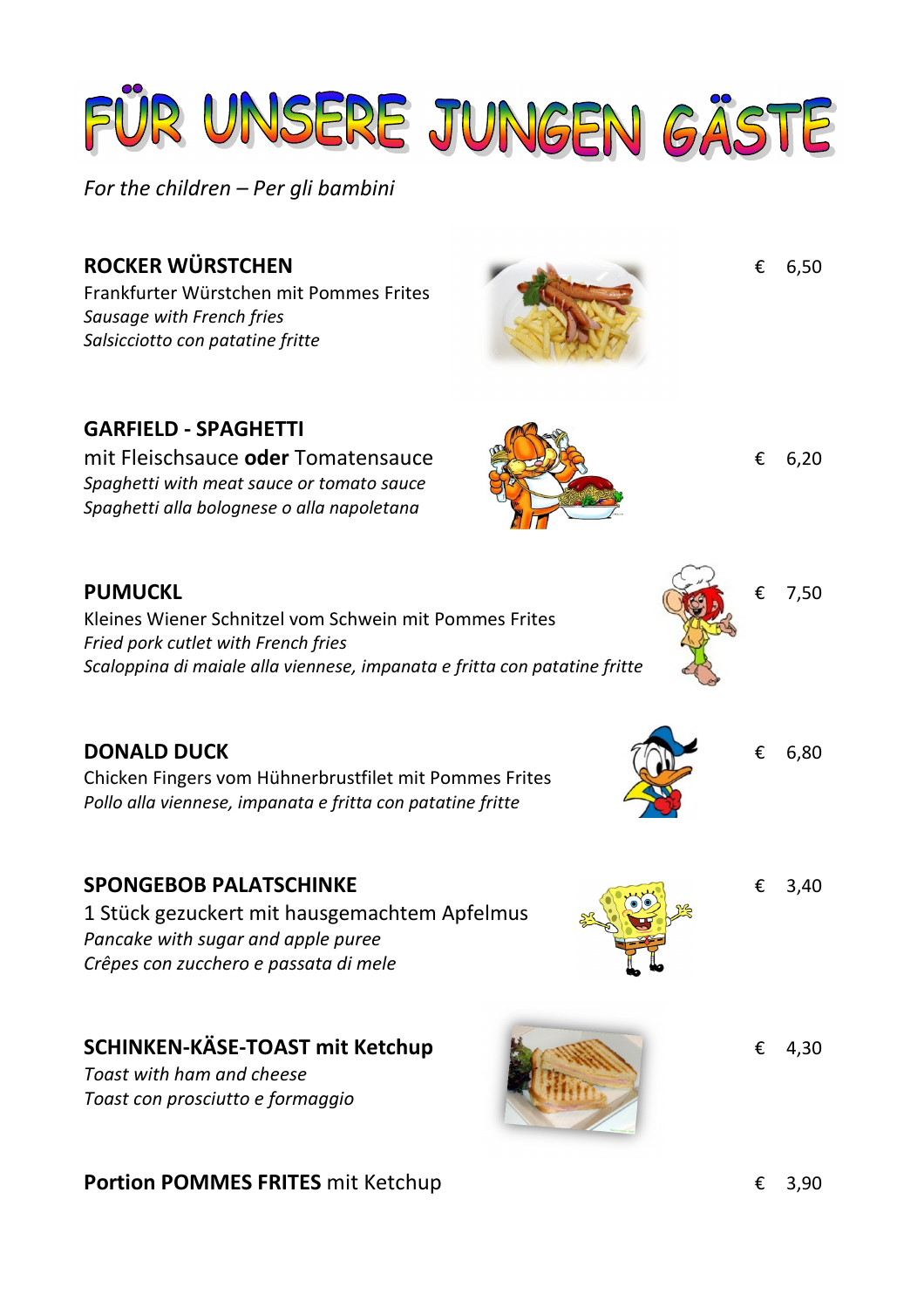# FÜR UNSERE JUNGEN GÄSTE

*For the children – Per gli bambini*

**ROCKER WÜRSTCHEN** — € 6,50
Frankfurter Würstchen mit Pommes Frites
*Sausage with French fries*
*Salsicciotto con patatine fritte*

**GARFIELD - SPAGHETTI** — € 6,20
mit Fleischsauce **oder** Tomatensauce
*Spaghetti with meat sauce or tomato sauce*
*Spaghetti alla bolognese o alla napoletana*

**PUMUCKL** — € 7,50
Kleines Wiener Schnitzel vom Schwein mit Pommes Frites
*Fried pork cutlet with French fries*
*Scaloppina di maiale alla viennese, impanata e fritta con patatine fritte*

**DONALD DUCK** — € 6,80
Chicken Fingers vom Hühnerbrustfilet mit Pommes Frites
*Pollo alla viennese, impanata e fritta con patatine fritte*

**SPONGEBOB PALATSCHINKE** — € 3,40
1 Stück gezuckert mit hausgemachtem Apfelmus
*Pancake with sugar and apple puree*
*Crêpes con zucchero e passata di mele*

**SCHINKEN-KÄSE-TOAST mit Ketchup** — € 4,30
*Toast with ham and cheese*
*Toast con prosciutto e formaggio*

**Portion POMMES FRITES** mit Ketchup — € 3,90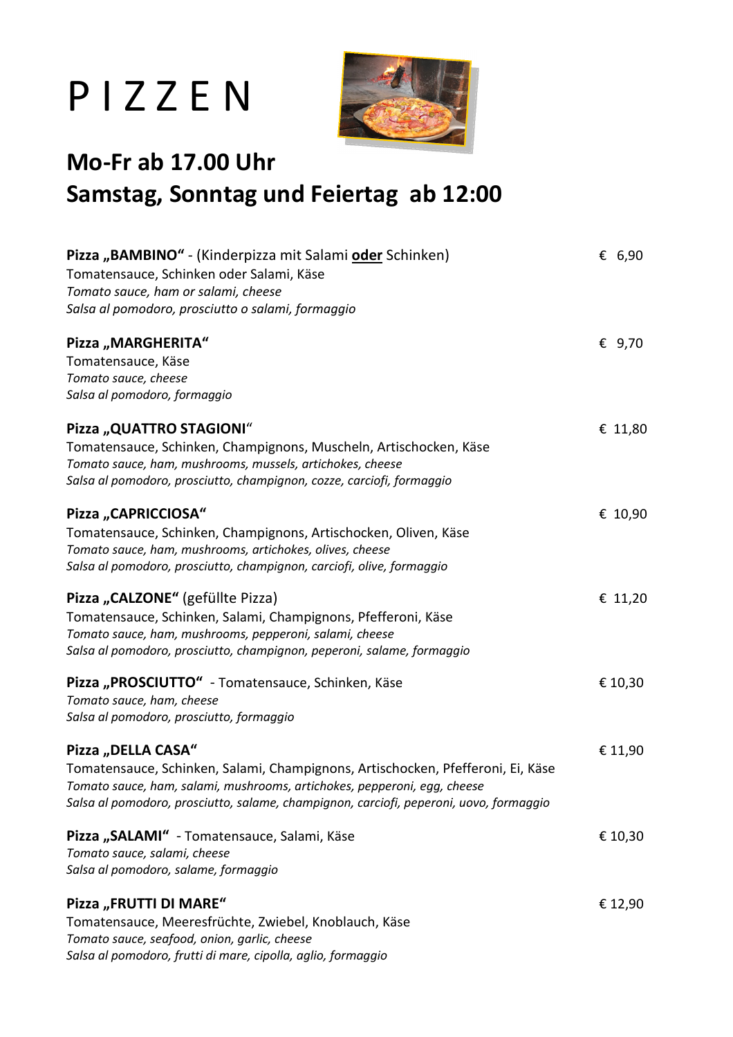# P I Z Z E N

## Mo-Fr ab 17.00 Uhr
## Samstag, Sonntag und Feiertag ab 12:00

**Pizza „BAMBINO“** - (Kinderpizza mit Salami **oder** Schinken) € 6,90
Tomatensauce, Schinken oder Salami, Käse
*Tomato sauce, ham or salami, cheese*
*Salsa al pomodoro, prosciutto o salami, formaggio*

**Pizza „MARGHERITA“** € 9,70
Tomatensauce, Käse
*Tomato sauce, cheese*
*Salsa al pomodoro, formaggio*

**Pizza „QUATTRO STAGIONI“** € 11,80
Tomatensauce, Schinken, Champignons, Muscheln, Artischocken, Käse
*Tomato sauce, ham, mushrooms, mussels, artichokes, cheese*
*Salsa al pomodoro, prosciutto, champignon, cozze, carciofi, formaggio*

**Pizza „CAPRICCIOSA“** € 10,90
Tomatensauce, Schinken, Champignons, Artischocken, Oliven, Käse
*Tomato sauce, ham, mushrooms, artichokes, olives, cheese*
*Salsa al pomodoro, prosciutto, champignon, carciofi, olive, formaggio*

**Pizza „CALZONE“** (gefüllte Pizza) € 11,20
Tomatensauce, Schinken, Salami, Champignons, Pfefferoni, Käse
*Tomato sauce, ham, mushrooms, pepperoni, salami, cheese*
*Salsa al pomodoro, prosciutto, champignon, peperoni, salame, formaggio*

**Pizza „PROSCIUTTO“** - Tomatensauce, Schinken, Käse € 10,30
*Tomato sauce, ham, cheese*
*Salsa al pomodoro, prosciutto, formaggio*

**Pizza „DELLA CASA“** € 11,90
Tomatensauce, Schinken, Salami, Champignons, Artischocken, Pfefferoni, Ei, Käse
*Tomato sauce, ham, salami, mushrooms, artichokes, pepperoni, egg, cheese*
*Salsa al pomodoro, prosciutto, salame, champignon, carciofi, peperoni, uovo, formaggio*

**Pizza „SALAMI“** - Tomatensauce, Salami, Käse € 10,30
*Tomato sauce, salami, cheese*
*Salsa al pomodoro, salame, formaggio*

**Pizza „FRUTTI DI MARE“** € 12,90
Tomatensauce, Meeresfrüchte, Zwiebel, Knoblauch, Käse
*Tomato sauce, seafood, onion, garlic, cheese*
*Salsa al pomodoro, frutti di mare, cipolla, aglio, formaggio*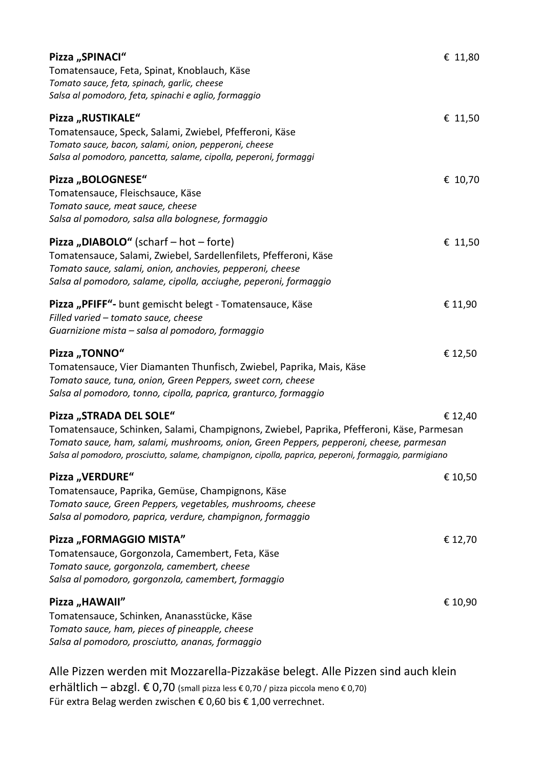**Pizza „SPINACI“** € 11,80
Tomatensauce, Feta, Spinat, Knoblauch, Käse
*Tomato sauce, feta, spinach, garlic, cheese*
*Salsa al pomodoro, feta, spinachi e aglio, formaggio*

**Pizza „RUSTIKALE“** € 11,50
Tomatensauce, Speck, Salami, Zwiebel, Pfefferoni, Käse
*Tomato sauce, bacon, salami, onion, pepperoni, cheese*
*Salsa al pomodoro, pancetta, salame, cipolla, peperoni, formaggi*

**Pizza „BOLOGNESE“** € 10,70
Tomatensauce, Fleischsauce, Käse
*Tomato sauce, meat sauce, cheese*
*Salsa al pomodoro, salsa alla bolognese, formaggio*

**Pizza „DIABOLO“** (scharf – hot – forte) € 11,50
Tomatensauce, Salami, Zwiebel, Sardellenfilets, Pfefferoni, Käse
*Tomato sauce, salami, onion, anchovies, pepperoni, cheese*
*Salsa al pomodoro, salame, cipolla, acciughe, peperoni, formaggio*

**Pizza „PFIFF“-** bunt gemischt belegt - Tomatensauce, Käse € 11,90
*Filled varied – tomato sauce, cheese*
*Guarnizione mista – salsa al pomodoro, formaggio*

**Pizza „TONNO“** € 12,50
Tomatensauce, Vier Diamanten Thunfisch, Zwiebel, Paprika, Mais, Käse
*Tomato sauce, tuna, onion, Green Peppers, sweet corn, cheese*
*Salsa al pomodoro, tonno, cipolla, paprica, granturco, formaggio*

**Pizza „STRADA DEL SOLE“** € 12,40
Tomatensauce, Schinken, Salami, Champignons, Zwiebel, Paprika, Pfefferoni, Käse, Parmesan
*Tomato sauce, ham, salami, mushrooms, onion, Green Peppers, pepperoni, cheese, parmesan*
*Salsa al pomodoro, prosciutto, salame, champignon, cipolla, paprica, peperoni, formaggio, parmigiano*

**Pizza „VERDURE“** € 10,50
Tomatensauce, Paprika, Gemüse, Champignons, Käse
*Tomato sauce, Green Peppers, vegetables, mushrooms, cheese*
*Salsa al pomodoro, paprica, verdure, champignon, formaggio*

**Pizza „FORMAGGIO MISTA”** € 12,70
Tomatensauce, Gorgonzola, Camembert, Feta, Käse
*Tomato sauce, gorgonzola, camembert, cheese*
*Salsa al pomodoro, gorgonzola, camembert, formaggio*

**Pizza „HAWAII”** € 10,90
Tomatensauce, Schinken, Ananasstücke, Käse
*Tomato sauce, ham, pieces of pineapple, cheese*
*Salsa al pomodoro, prosciutto, ananas, formaggio*

Alle Pizzen werden mit Mozzarella-Pizzakäse belegt. Alle Pizzen sind auch klein erhältlich – abzgl. € 0,70 (small pizza less € 0,70 / pizza piccola meno € 0,70)
Für extra Belag werden zwischen € 0,60 bis € 1,00 verrechnet.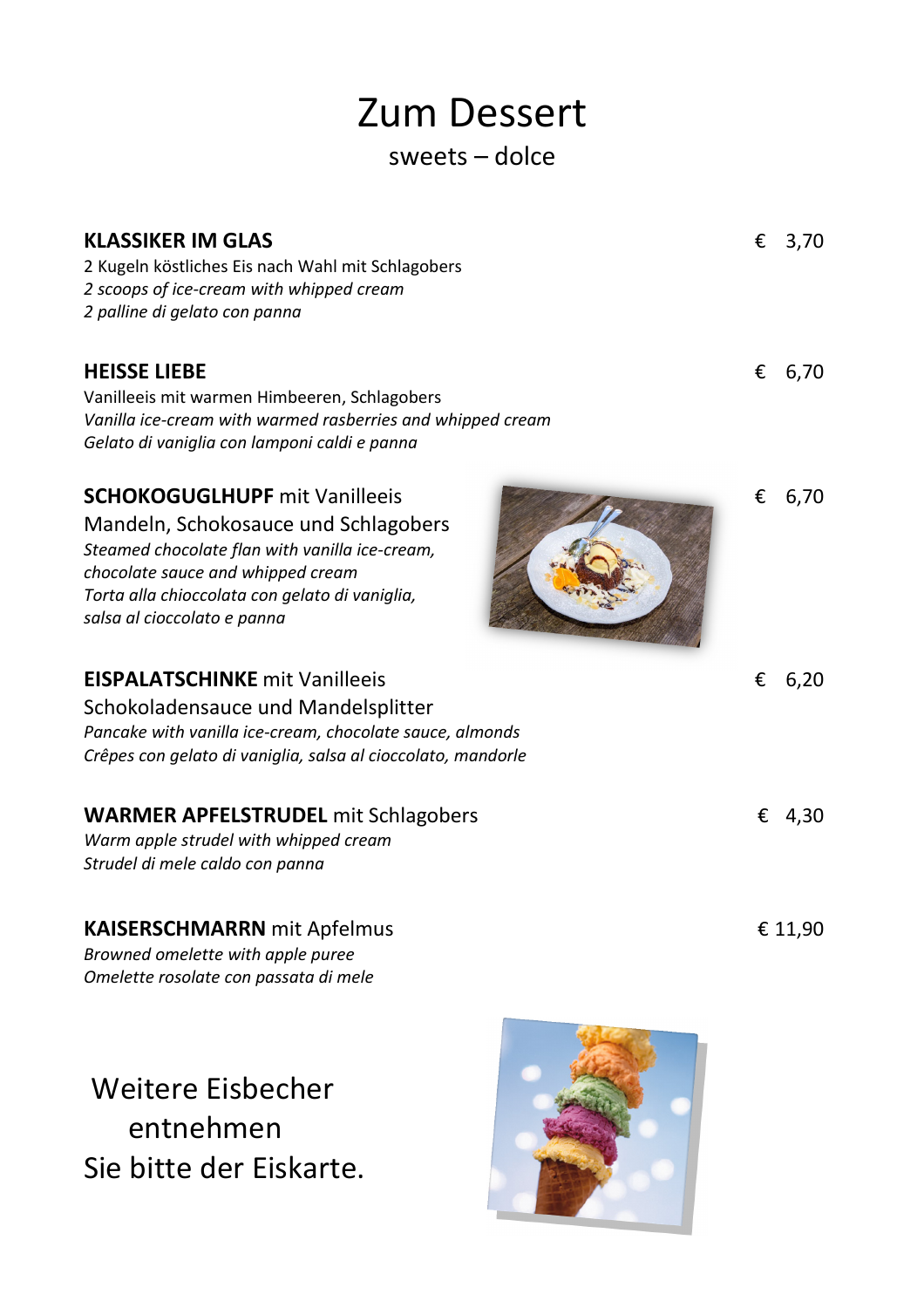# Zum Dessert

sweets – dolce

**KLASSIKER IM GLAS** € 3,70

2 Kugeln köstliches Eis nach Wahl mit Schlagobers

*2 scoops of ice-cream with whipped cream*

*2 palline di gelato con panna*

**HEISSE LIEBE** € 6,70

Vanilleeis mit warmen Himbeeren, Schlagobers

*Vanilla ice-cream with warmed rasberries and whipped cream*

*Gelato di vaniglia con lamponi caldi e panna*

**SCHOKOGUGLHUPF** mit Vanilleeis € 6,70

Mandeln, Schokosauce und Schlagobers

*Steamed chocolate flan with vanilla ice-cream,*
*chocolate sauce and whipped cream*

*Torta alla chioccolata con gelato di vaniglia,*
*salsa al cioccolato e panna*

**EISPALATSCHINKE** mit Vanilleeis € 6,20

Schokoladensauce und Mandelsplitter

*Pancake with vanilla ice-cream, chocolate sauce, almonds*

*Crêpes con gelato di vaniglia, salsa al cioccolato, mandorle*

**WARMER APFELSTRUDEL** mit Schlagobers € 4,30

*Warm apple strudel with whipped cream*

*Strudel di mele caldo con panna*

**KAISERSCHMARRN** mit Apfelmus € 11,90

*Browned omelette with apple puree*

*Omelette rosolate con passata di mele*

Weitere Eisbecher entnehmen Sie bitte der Eiskarte.